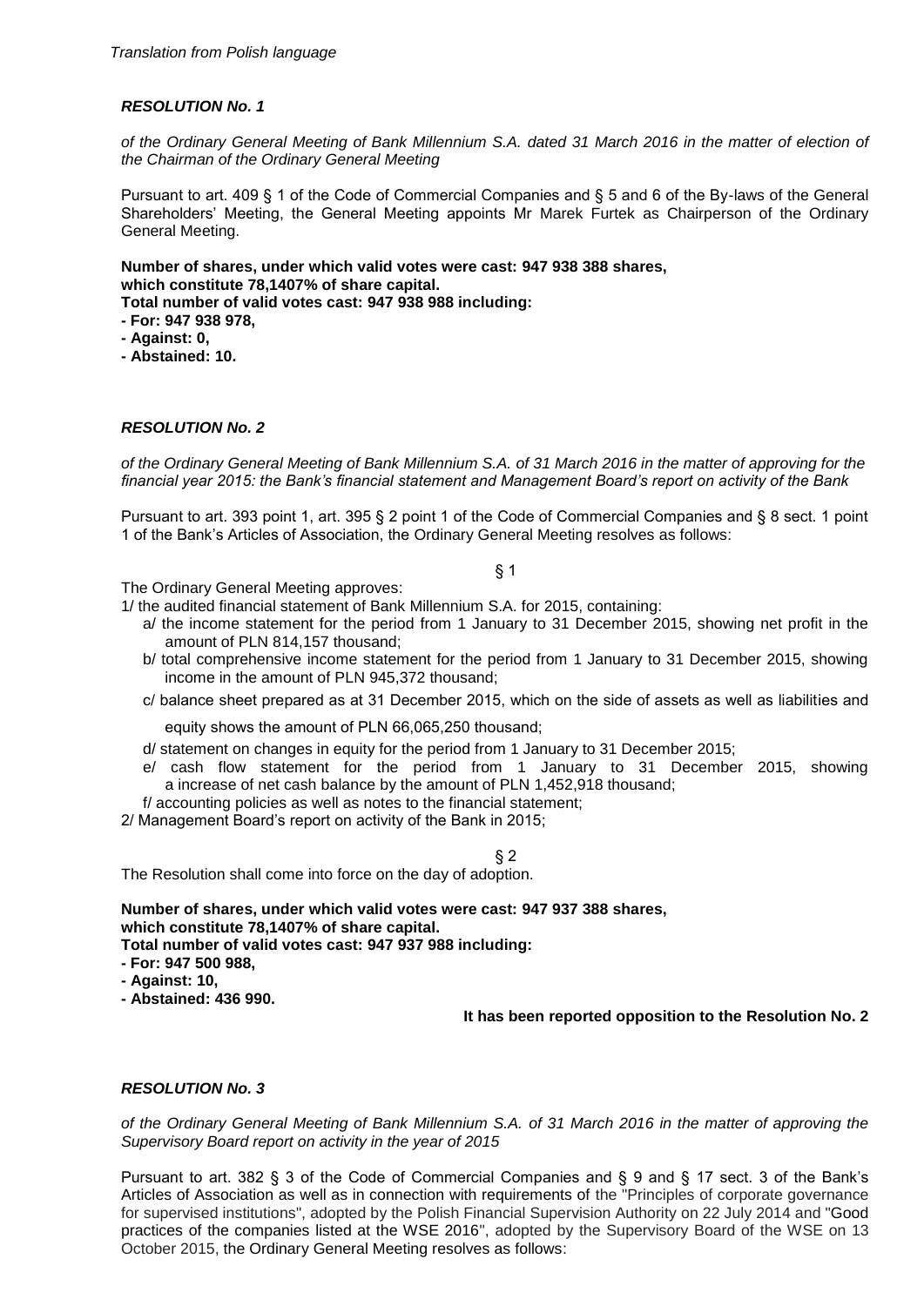*Translation from Polish language*

***RESOLUTION No. 1***

*of the Ordinary General Meeting of Bank Millennium S.A. dated 31 March 2016 in the matter of election of the Chairman of the Ordinary General Meeting*

Pursuant to art. 409 § 1 of the Code of Commercial Companies and § 5 and 6 of the By-laws of the General Shareholders' Meeting, the General Meeting appoints Mr Marek Furtek as Chairperson of the Ordinary General Meeting.

**Number of shares, under which valid votes were cast: 947 938 388 shares,**
**which constitute 78,1407% of share capital.**
**Total number of valid votes cast: 947 938 988 including:**
**- For: 947 938 978,**
**- Against: 0,**
**- Abstained: 10.**

***RESOLUTION No. 2***

*of the Ordinary General Meeting of Bank Millennium S.A. of 31 March 2016 in the matter of approving for the financial year 2015: the Bank's financial statement and Management Board's report on activity of the Bank*

Pursuant to art. 393 point 1, art. 395 § 2 point 1 of the Code of Commercial Companies and § 8 sect. 1 point 1 of the Bank's Articles of Association, the Ordinary General Meeting resolves as follows:

§ 1

The Ordinary General Meeting approves:

1/ the audited financial statement of Bank Millennium S.A. for 2015, containing:
   a/ the income statement for the period from 1 January to 31 December 2015, showing net profit in the amount of PLN 814,157 thousand;
   b/ total comprehensive income statement for the period from 1 January to 31 December 2015, showing income in the amount of PLN 945,372 thousand;
   c/ balance sheet prepared as at 31 December 2015, which on the side of assets as well as liabilities and equity shows the amount of PLN 66,065,250 thousand;
   d/ statement on changes in equity for the period from 1 January to 31 December 2015;
   e/ cash flow statement for the period from 1 January to 31 December 2015, showing a increase of net cash balance by the amount of PLN 1,452,918 thousand;
   f/ accounting policies as well as notes to the financial statement;

2/ Management Board's report on activity of the Bank in 2015;

§ 2

The Resolution shall come into force on the day of adoption.

**Number of shares, under which valid votes were cast: 947 937 388 shares,**
**which constitute 78,1407% of share capital.**
**Total number of valid votes cast: 947 937 988 including:**
**- For: 947 500 988,**
**- Against: 10,**
**- Abstained: 436 990.**

**It has been reported opposition to the Resolution No. 2**

***RESOLUTION No. 3***

*of the Ordinary General Meeting of Bank Millennium S.A. of 31 March 2016 in the matter of approving the Supervisory Board report on activity in the year of 2015*

Pursuant to art. 382 § 3 of the Code of Commercial Companies and § 9 and § 17 sect. 3 of the Bank's Articles of Association as well as in connection with requirements of the "Principles of corporate governance for supervised institutions", adopted by the Polish Financial Supervision Authority on 22 July 2014 and "Good practices of the companies listed at the WSE 2016", adopted by the Supervisory Board of the WSE on 13 October 2015, the Ordinary General Meeting resolves as follows: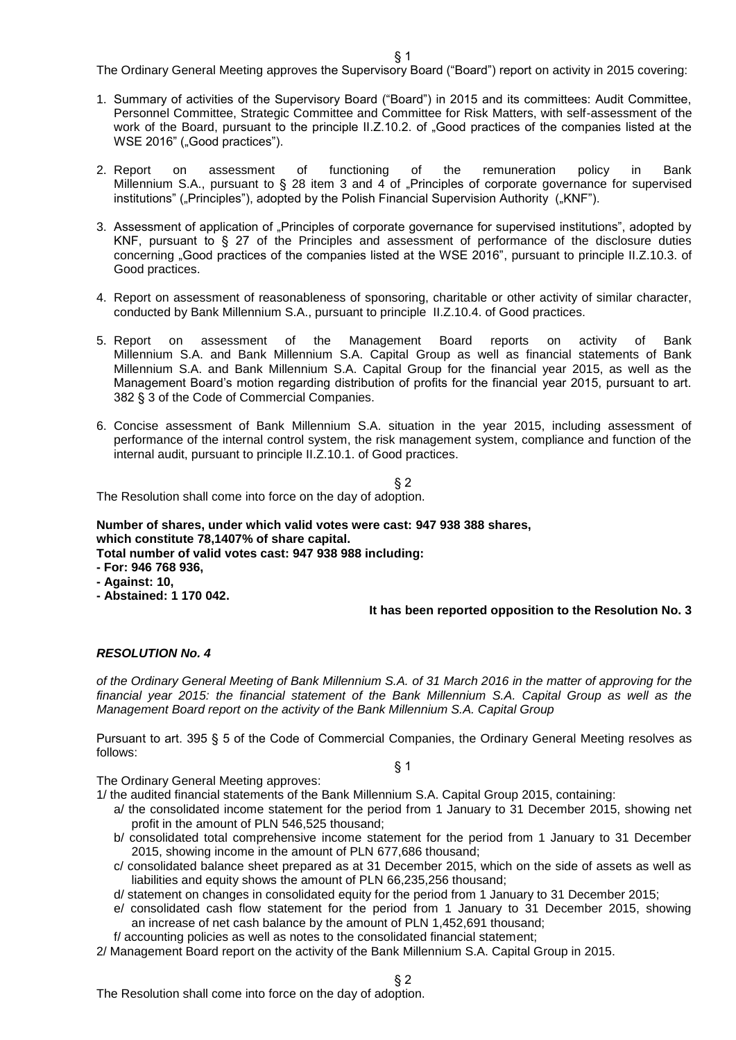§ 1

The Ordinary General Meeting approves the Supervisory Board ("Board") report on activity in 2015 covering:

1. Summary of activities of the Supervisory Board ("Board") in 2015 and its committees: Audit Committee, Personnel Committee, Strategic Committee and Committee for Risk Matters, with self-assessment of the work of the Board, pursuant to the principle II.Z.10.2. of „Good practices of the companies listed at the WSE 2016" („Good practices").

2. Report on assessment of functioning of the remuneration policy in Bank Millennium S.A., pursuant to § 28 item 3 and 4 of „Principles of corporate governance for supervised institutions" („Principles"), adopted by the Polish Financial Supervision Authority („KNF").

3. Assessment of application of „Principles of corporate governance for supervised institutions", adopted by KNF, pursuant to § 27 of the Principles and assessment of performance of the disclosure duties concerning „Good practices of the companies listed at the WSE 2016", pursuant to principle II.Z.10.3. of Good practices.

4. Report on assessment of reasonableness of sponsoring, charitable or other activity of similar character, conducted by Bank Millennium S.A., pursuant to principle II.Z.10.4. of Good practices.

5. Report on assessment of the Management Board reports on activity of Bank Millennium S.A. and Bank Millennium S.A. Capital Group as well as financial statements of Bank Millennium S.A. and Bank Millennium S.A. Capital Group for the financial year 2015, as well as the Management Board's motion regarding distribution of profits for the financial year 2015, pursuant to art. 382 § 3 of the Code of Commercial Companies.

6. Concise assessment of Bank Millennium S.A. situation in the year 2015, including assessment of performance of the internal control system, the risk management system, compliance and function of the internal audit, pursuant to principle II.Z.10.1. of Good practices.

§ 2

The Resolution shall come into force on the day of adoption.

**Number of shares, under which valid votes were cast: 947 938 388 shares,**
**which constitute 78,1407% of share capital.**
**Total number of valid votes cast: 947 938 988 including:**
**- For: 946 768 936,**
**- Against: 10,**
**- Abstained: 1 170 042.**

**It has been reported opposition to the Resolution No. 3**

## *RESOLUTION No. 4*

*of the Ordinary General Meeting of Bank Millennium S.A. of 31 March 2016 in the matter of approving for the financial year 2015: the financial statement of the Bank Millennium S.A. Capital Group as well as the Management Board report on the activity of the Bank Millennium S.A. Capital Group*

Pursuant to art. 395 § 5 of the Code of Commercial Companies, the Ordinary General Meeting resolves as follows:

§ 1

The Ordinary General Meeting approves:

1/ the audited financial statements of the Bank Millennium S.A. Capital Group 2015, containing:

a/ the consolidated income statement for the period from 1 January to 31 December 2015, showing net profit in the amount of PLN 546,525 thousand;

b/ consolidated total comprehensive income statement for the period from 1 January to 31 December 2015, showing income in the amount of PLN 677,686 thousand;

c/ consolidated balance sheet prepared as at 31 December 2015, which on the side of assets as well as liabilities and equity shows the amount of PLN 66,235,256 thousand;

d/ statement on changes in consolidated equity for the period from 1 January to 31 December 2015;

e/ consolidated cash flow statement for the period from 1 January to 31 December 2015, showing an increase of net cash balance by the amount of PLN 1,452,691 thousand;

f/ accounting policies as well as notes to the consolidated financial statement;

2/ Management Board report on the activity of the Bank Millennium S.A. Capital Group in 2015.

§ 2

The Resolution shall come into force on the day of adoption.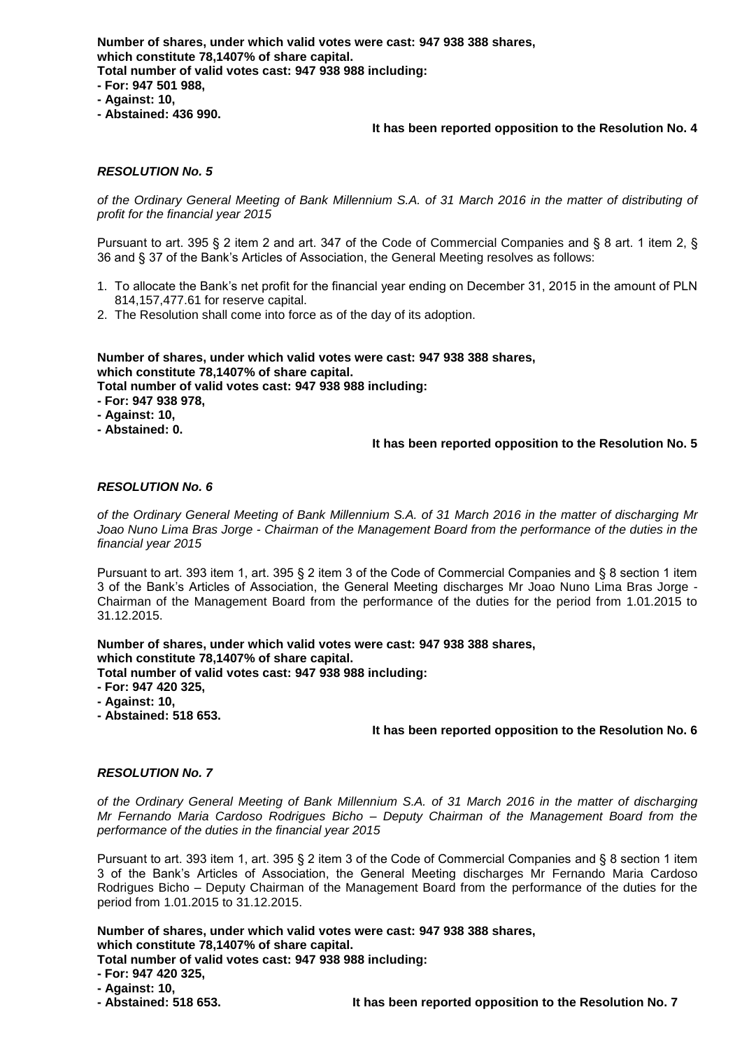**Number of shares, under which valid votes were cast: 947 938 388 shares, which constitute 78,1407% of share capital.**
**Total number of valid votes cast: 947 938 988 including:**
**- For: 947 501 988,**
**- Against: 10,**
**- Abstained: 436 990.**

**It has been reported opposition to the Resolution No. 4**

***RESOLUTION No. 5***

*of the Ordinary General Meeting of Bank Millennium S.A. of 31 March 2016 in the matter of distributing of profit for the financial year 2015*

Pursuant to art. 395 § 2 item 2 and art. 347 of the Code of Commercial Companies and § 8 art. 1 item 2, § 36 and § 37 of the Bank's Articles of Association, the General Meeting resolves as follows:

1. To allocate the Bank's net profit for the financial year ending on December 31, 2015 in the amount of PLN 814,157,477.61 for reserve capital.
2. The Resolution shall come into force as of the day of its adoption.

**Number of shares, under which valid votes were cast: 947 938 388 shares, which constitute 78,1407% of share capital.**
**Total number of valid votes cast: 947 938 988 including:**
**- For: 947 938 978,**
**- Against: 10,**
**- Abstained: 0.**

**It has been reported opposition to the Resolution No. 5**

***RESOLUTION No. 6***

*of the Ordinary General Meeting of Bank Millennium S.A. of 31 March 2016 in the matter of discharging Mr Joao Nuno Lima Bras Jorge - Chairman of the Management Board from the performance of the duties in the financial year 2015*

Pursuant to art. 393 item 1, art. 395 § 2 item 3 of the Code of Commercial Companies and § 8 section 1 item 3 of the Bank's Articles of Association, the General Meeting discharges Mr Joao Nuno Lima Bras Jorge - Chairman of the Management Board from the performance of the duties for the period from 1.01.2015 to 31.12.2015.

**Number of shares, under which valid votes were cast: 947 938 388 shares, which constitute 78,1407% of share capital.**
**Total number of valid votes cast: 947 938 988 including:**
**- For: 947 420 325,**
**- Against: 10,**
**- Abstained: 518 653.**

**It has been reported opposition to the Resolution No. 6**

***RESOLUTION No. 7***

*of the Ordinary General Meeting of Bank Millennium S.A. of 31 March 2016 in the matter of discharging Mr Fernando Maria Cardoso Rodrigues Bicho – Deputy Chairman of the Management Board from the performance of the duties in the financial year 2015*

Pursuant to art. 393 item 1, art. 395 § 2 item 3 of the Code of Commercial Companies and § 8 section 1 item 3 of the Bank's Articles of Association, the General Meeting discharges Mr Fernando Maria Cardoso Rodrigues Bicho – Deputy Chairman of the Management Board from the performance of the duties for the period from 1.01.2015 to 31.12.2015.

**Number of shares, under which valid votes were cast: 947 938 388 shares, which constitute 78,1407% of share capital.**
**Total number of valid votes cast: 947 938 988 including:**
**- For: 947 420 325,**
**- Against: 10,**
**- Abstained: 518 653.**

**It has been reported opposition to the Resolution No. 7**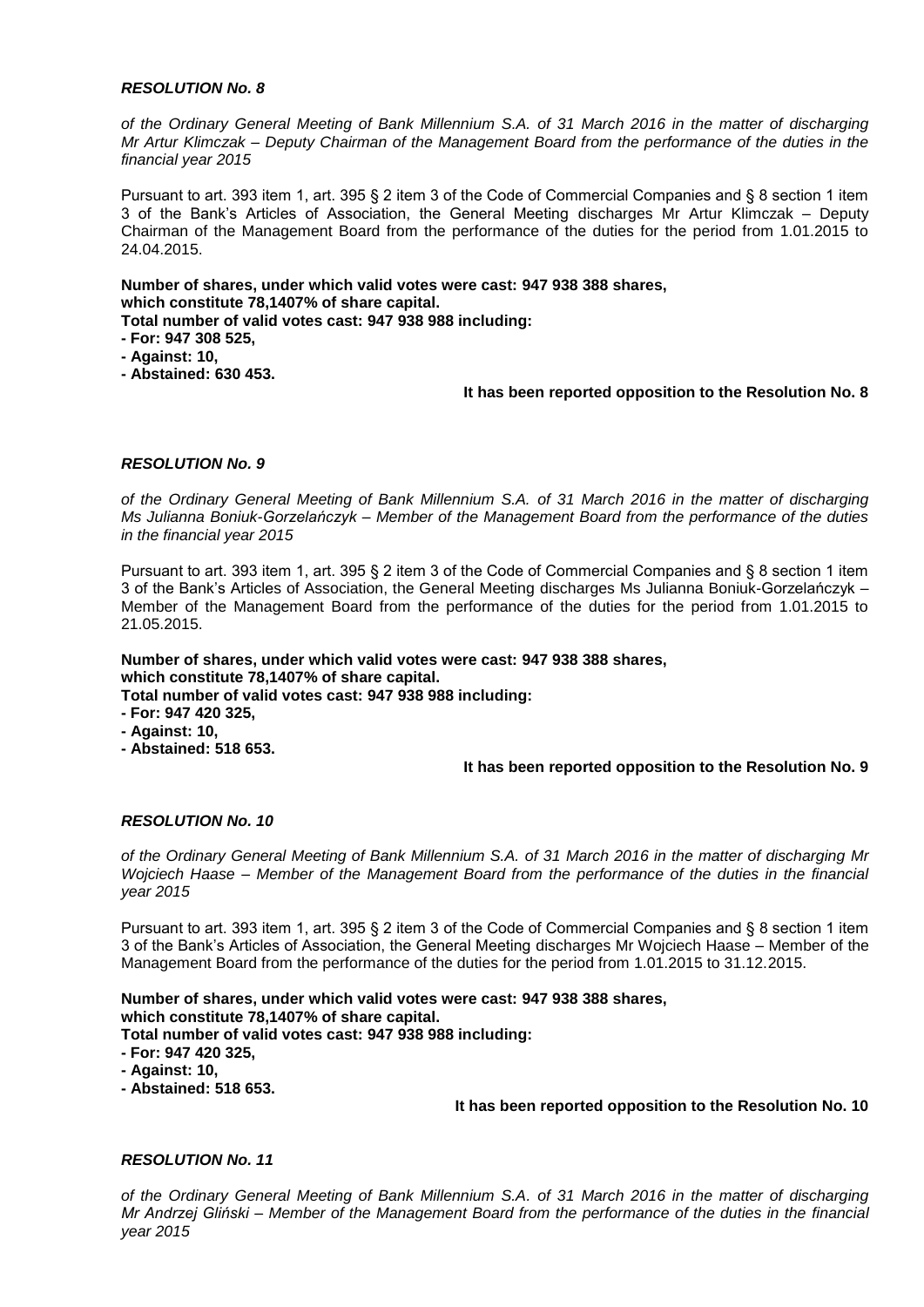***RESOLUTION No. 8***

*of the Ordinary General Meeting of Bank Millennium S.A. of 31 March 2016 in the matter of discharging Mr Artur Klimczak – Deputy Chairman of the Management Board from the performance of the duties in the financial year 2015*

Pursuant to art. 393 item 1, art. 395 § 2 item 3 of the Code of Commercial Companies and § 8 section 1 item 3 of the Bank's Articles of Association, the General Meeting discharges Mr Artur Klimczak – Deputy Chairman of the Management Board from the performance of the duties for the period from 1.01.2015 to 24.04.2015.

**Number of shares, under which valid votes were cast: 947 938 388 shares,**
**which constitute 78,1407% of share capital.**
**Total number of valid votes cast: 947 938 988 including:**
**- For: 947 308 525,**
**- Against: 10,**
**- Abstained: 630 453.**

**It has been reported opposition to the Resolution No. 8**

***RESOLUTION No. 9***

*of the Ordinary General Meeting of Bank Millennium S.A. of 31 March 2016 in the matter of discharging Ms Julianna Boniuk-Gorzelańczyk – Member of the Management Board from the performance of the duties in the financial year 2015*

Pursuant to art. 393 item 1, art. 395 § 2 item 3 of the Code of Commercial Companies and § 8 section 1 item 3 of the Bank's Articles of Association, the General Meeting discharges Ms Julianna Boniuk-Gorzelańczyk – Member of the Management Board from the performance of the duties for the period from 1.01.2015 to 21.05.2015.

**Number of shares, under which valid votes were cast: 947 938 388 shares,**
**which constitute 78,1407% of share capital.**
**Total number of valid votes cast: 947 938 988 including:**
**- For: 947 420 325,**
**- Against: 10,**
**- Abstained: 518 653.**

**It has been reported opposition to the Resolution No. 9**

***RESOLUTION No. 10***

*of the Ordinary General Meeting of Bank Millennium S.A. of 31 March 2016 in the matter of discharging Mr Wojciech Haase – Member of the Management Board from the performance of the duties in the financial year 2015*

Pursuant to art. 393 item 1, art. 395 § 2 item 3 of the Code of Commercial Companies and § 8 section 1 item 3 of the Bank's Articles of Association, the General Meeting discharges Mr Wojciech Haase – Member of the Management Board from the performance of the duties for the period from 1.01.2015 to 31.12.2015.

**Number of shares, under which valid votes were cast: 947 938 388 shares,**
**which constitute 78,1407% of share capital.**
**Total number of valid votes cast: 947 938 988 including:**
**- For: 947 420 325,**
**- Against: 10,**
**- Abstained: 518 653.**

**It has been reported opposition to the Resolution No. 10**

***RESOLUTION No. 11***

*of the Ordinary General Meeting of Bank Millennium S.A. of 31 March 2016 in the matter of discharging Mr Andrzej Gliński – Member of the Management Board from the performance of the duties in the financial year 2015*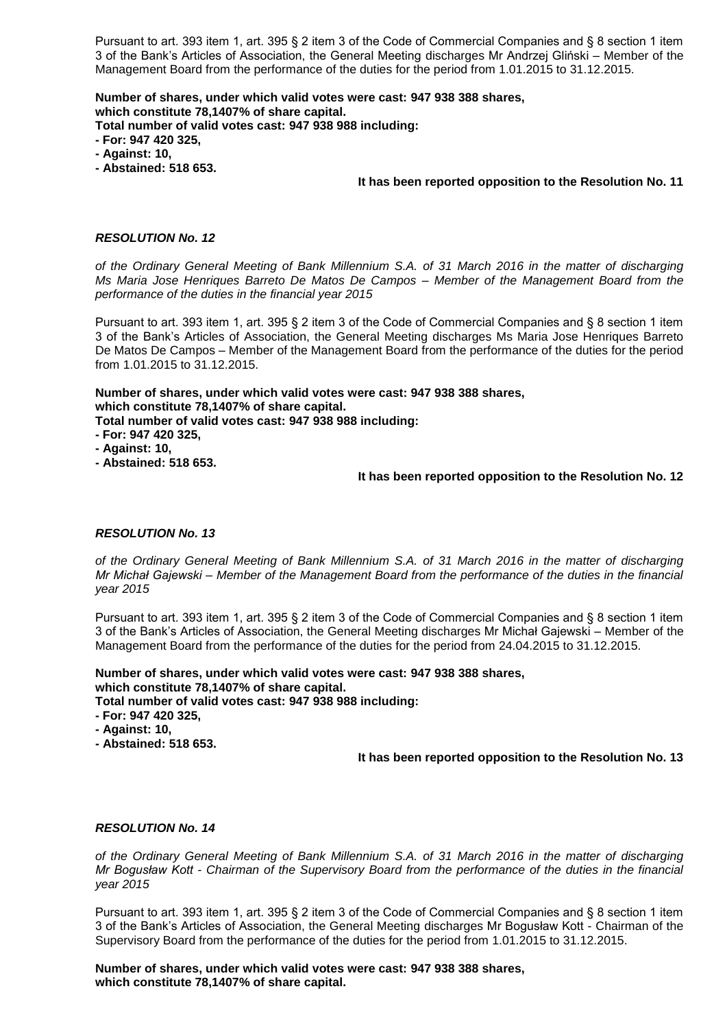Pursuant to art. 393 item 1, art. 395 § 2 item 3 of the Code of Commercial Companies and § 8 section 1 item 3 of the Bank's Articles of Association, the General Meeting discharges Mr Andrzej Gliński – Member of the Management Board from the performance of the duties for the period from 1.01.2015 to 31.12.2015.

**Number of shares, under which valid votes were cast: 947 938 388 shares,**
**which constitute 78,1407% of share capital.**
**Total number of valid votes cast: 947 938 988 including:**
**- For: 947 420 325,**
**- Against: 10,**
**- Abstained: 518 653.**

**It has been reported opposition to the Resolution No. 11**

### *RESOLUTION No. 12*

*of the Ordinary General Meeting of Bank Millennium S.A. of 31 March 2016 in the matter of discharging Ms Maria Jose Henriques Barreto De Matos De Campos – Member of the Management Board from the performance of the duties in the financial year 2015*

Pursuant to art. 393 item 1, art. 395 § 2 item 3 of the Code of Commercial Companies and § 8 section 1 item 3 of the Bank's Articles of Association, the General Meeting discharges Ms Maria Jose Henriques Barreto De Matos De Campos – Member of the Management Board from the performance of the duties for the period from 1.01.2015 to 31.12.2015.

**Number of shares, under which valid votes were cast: 947 938 388 shares,**
**which constitute 78,1407% of share capital.**
**Total number of valid votes cast: 947 938 988 including:**
**- For: 947 420 325,**
**- Against: 10,**
**- Abstained: 518 653.**

**It has been reported opposition to the Resolution No. 12**

### *RESOLUTION No. 13*

*of the Ordinary General Meeting of Bank Millennium S.A. of 31 March 2016 in the matter of discharging Mr Michał Gajewski – Member of the Management Board from the performance of the duties in the financial year 2015*

Pursuant to art. 393 item 1, art. 395 § 2 item 3 of the Code of Commercial Companies and § 8 section 1 item 3 of the Bank's Articles of Association, the General Meeting discharges Mr Michał Gajewski – Member of the Management Board from the performance of the duties for the period from 24.04.2015 to 31.12.2015.

**Number of shares, under which valid votes were cast: 947 938 388 shares,**
**which constitute 78,1407% of share capital.**
**Total number of valid votes cast: 947 938 988 including:**
**- For: 947 420 325,**
**- Against: 10,**
**- Abstained: 518 653.**

**It has been reported opposition to the Resolution No. 13**

### *RESOLUTION No. 14*

*of the Ordinary General Meeting of Bank Millennium S.A. of 31 March 2016 in the matter of discharging Mr Bogusław Kott - Chairman of the Supervisory Board from the performance of the duties in the financial year 2015*

Pursuant to art. 393 item 1, art. 395 § 2 item 3 of the Code of Commercial Companies and § 8 section 1 item 3 of the Bank's Articles of Association, the General Meeting discharges Mr Bogusław Kott - Chairman of the Supervisory Board from the performance of the duties for the period from 1.01.2015 to 31.12.2015.

**Number of shares, under which valid votes were cast: 947 938 388 shares,**
**which constitute 78,1407% of share capital.**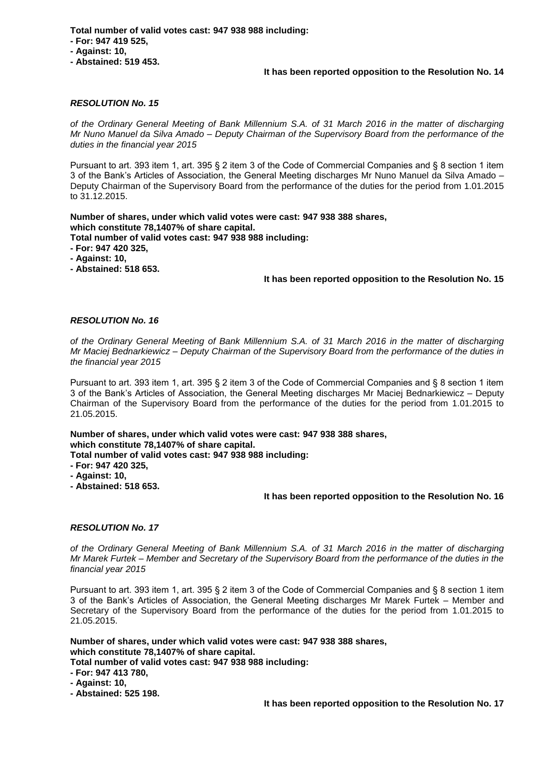**Total number of valid votes cast: 947 938 988 including:**
**- For: 947 419 525,**
**- Against: 10,**
**- Abstained: 519 453.**

**It has been reported opposition to the Resolution No. 14**

***RESOLUTION No. 15***

*of the Ordinary General Meeting of Bank Millennium S.A. of 31 March 2016 in the matter of discharging Mr Nuno Manuel da Silva Amado – Deputy Chairman of the Supervisory Board from the performance of the duties in the financial year 2015*

Pursuant to art. 393 item 1, art. 395 § 2 item 3 of the Code of Commercial Companies and § 8 section 1 item 3 of the Bank's Articles of Association, the General Meeting discharges Mr Nuno Manuel da Silva Amado – Deputy Chairman of the Supervisory Board from the performance of the duties for the period from 1.01.2015 to 31.12.2015.

**Number of shares, under which valid votes were cast: 947 938 388 shares,**
**which constitute 78,1407% of share capital.**
**Total number of valid votes cast: 947 938 988 including:**
**- For: 947 420 325,**
**- Against: 10,**
**- Abstained: 518 653.**

**It has been reported opposition to the Resolution No. 15**

***RESOLUTION No. 16***

*of the Ordinary General Meeting of Bank Millennium S.A. of 31 March 2016 in the matter of discharging Mr Maciej Bednarkiewicz – Deputy Chairman of the Supervisory Board from the performance of the duties in the financial year 2015*

Pursuant to art. 393 item 1, art. 395 § 2 item 3 of the Code of Commercial Companies and § 8 section 1 item 3 of the Bank's Articles of Association, the General Meeting discharges Mr Maciej Bednarkiewicz – Deputy Chairman of the Supervisory Board from the performance of the duties for the period from 1.01.2015 to 21.05.2015.

**Number of shares, under which valid votes were cast: 947 938 388 shares,**
**which constitute 78,1407% of share capital.**
**Total number of valid votes cast: 947 938 988 including:**
**- For: 947 420 325,**
**- Against: 10,**
**- Abstained: 518 653.**

**It has been reported opposition to the Resolution No. 16**

***RESOLUTION No. 17***

*of the Ordinary General Meeting of Bank Millennium S.A. of 31 March 2016 in the matter of discharging Mr Marek Furtek – Member and Secretary of the Supervisory Board from the performance of the duties in the financial year 2015*

Pursuant to art. 393 item 1, art. 395 § 2 item 3 of the Code of Commercial Companies and § 8 section 1 item 3 of the Bank's Articles of Association, the General Meeting discharges Mr Marek Furtek – Member and Secretary of the Supervisory Board from the performance of the duties for the period from 1.01.2015 to 21.05.2015.

**Number of shares, under which valid votes were cast: 947 938 388 shares,**
**which constitute 78,1407% of share capital.**
**Total number of valid votes cast: 947 938 988 including:**
**- For: 947 413 780,**
**- Against: 10,**
**- Abstained: 525 198.**

**It has been reported opposition to the Resolution No. 17**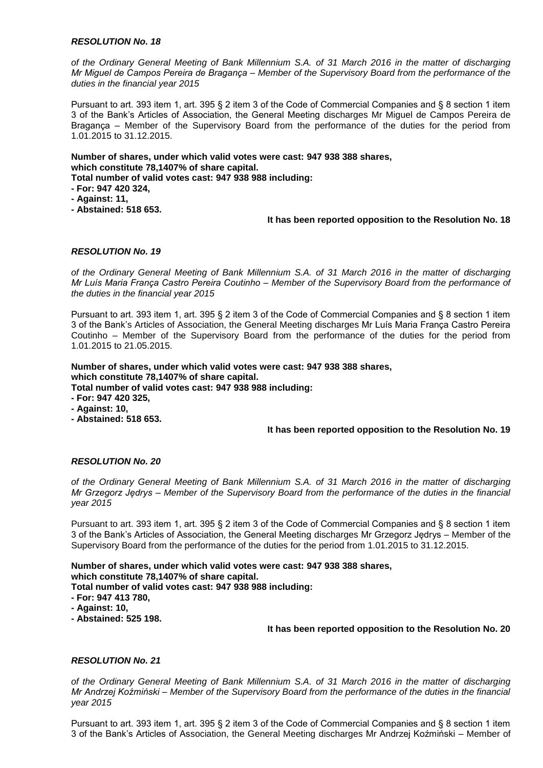***RESOLUTION No. 18***

*of the Ordinary General Meeting of Bank Millennium S.A. of 31 March 2016 in the matter of discharging Mr Miguel de Campos Pereira de Bragança – Member of the Supervisory Board from the performance of the duties in the financial year 2015*

Pursuant to art. 393 item 1, art. 395 § 2 item 3 of the Code of Commercial Companies and § 8 section 1 item 3 of the Bank's Articles of Association, the General Meeting discharges Mr Miguel de Campos Pereira de Bragança – Member of the Supervisory Board from the performance of the duties for the period from 1.01.2015 to 31.12.2015.

**Number of shares, under which valid votes were cast: 947 938 388 shares,**
**which constitute 78,1407% of share capital.**
**Total number of valid votes cast: 947 938 988 including:**
**- For: 947 420 324,**
**- Against: 11,**
**- Abstained: 518 653.**

**It has been reported opposition to the Resolution No. 18**

***RESOLUTION No. 19***

*of the Ordinary General Meeting of Bank Millennium S.A. of 31 March 2016 in the matter of discharging Mr Luís Maria França Castro Pereira Coutinho – Member of the Supervisory Board from the performance of the duties in the financial year 2015*

Pursuant to art. 393 item 1, art. 395 § 2 item 3 of the Code of Commercial Companies and § 8 section 1 item 3 of the Bank's Articles of Association, the General Meeting discharges Mr Luís Maria França Castro Pereira Coutinho – Member of the Supervisory Board from the performance of the duties for the period from 1.01.2015 to 21.05.2015.

**Number of shares, under which valid votes were cast: 947 938 388 shares,**
**which constitute 78,1407% of share capital.**
**Total number of valid votes cast: 947 938 988 including:**
**- For: 947 420 325,**
**- Against: 10,**
**- Abstained: 518 653.**

**It has been reported opposition to the Resolution No. 19**

***RESOLUTION No. 20***

*of the Ordinary General Meeting of Bank Millennium S.A. of 31 March 2016 in the matter of discharging Mr Grzegorz Jędrys – Member of the Supervisory Board from the performance of the duties in the financial year 2015*

Pursuant to art. 393 item 1, art. 395 § 2 item 3 of the Code of Commercial Companies and § 8 section 1 item 3 of the Bank's Articles of Association, the General Meeting discharges Mr Grzegorz Jędrys – Member of the Supervisory Board from the performance of the duties for the period from 1.01.2015 to 31.12.2015.

**Number of shares, under which valid votes were cast: 947 938 388 shares,**
**which constitute 78,1407% of share capital.**
**Total number of valid votes cast: 947 938 988 including:**
**- For: 947 413 780,**
**- Against: 10,**
**- Abstained: 525 198.**

**It has been reported opposition to the Resolution No. 20**

***RESOLUTION No. 21***

*of the Ordinary General Meeting of Bank Millennium S.A. of 31 March 2016 in the matter of discharging Mr Andrzej Koźmiński – Member of the Supervisory Board from the performance of the duties in the financial year 2015*

Pursuant to art. 393 item 1, art. 395 § 2 item 3 of the Code of Commercial Companies and § 8 section 1 item 3 of the Bank's Articles of Association, the General Meeting discharges Mr Andrzej Koźmiński – Member of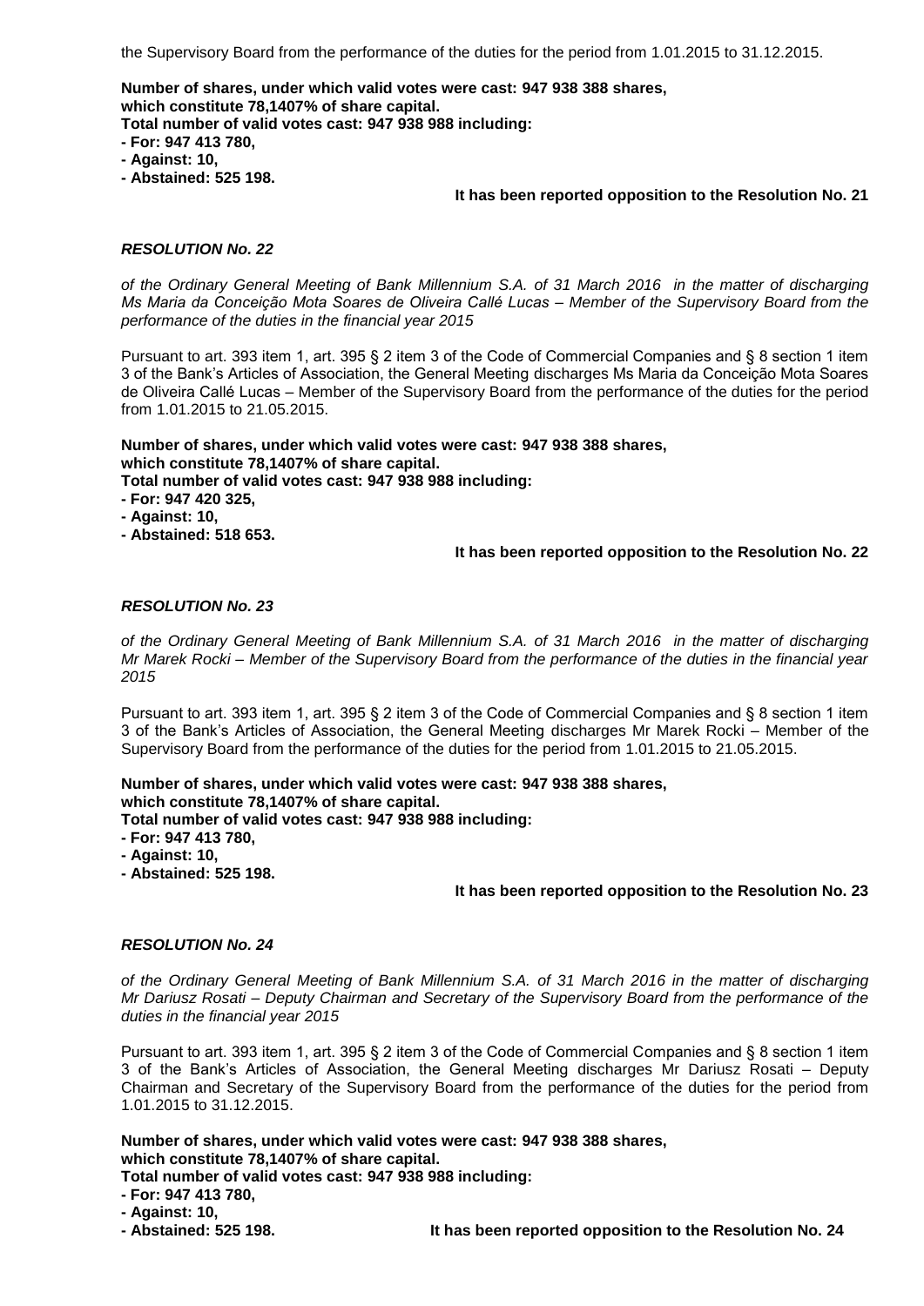the Supervisory Board from the performance of the duties for the period from 1.01.2015 to 31.12.2015.

**Number of shares, under which valid votes were cast: 947 938 388 shares, which constitute 78,1407% of share capital.**
**Total number of valid votes cast: 947 938 988 including:**
**- For: 947 413 780,**
**- Against: 10,**
**- Abstained: 525 198.**

**It has been reported opposition to the Resolution No. 21**

### *RESOLUTION No. 22*

*of the Ordinary General Meeting of Bank Millennium S.A. of 31 March 2016 in the matter of discharging Ms Maria da Conceição Mota Soares de Oliveira Callé Lucas – Member of the Supervisory Board from the performance of the duties in the financial year 2015*

Pursuant to art. 393 item 1, art. 395 § 2 item 3 of the Code of Commercial Companies and § 8 section 1 item 3 of the Bank's Articles of Association, the General Meeting discharges Ms Maria da Conceição Mota Soares de Oliveira Callé Lucas – Member of the Supervisory Board from the performance of the duties for the period from 1.01.2015 to 21.05.2015.

**Number of shares, under which valid votes were cast: 947 938 388 shares, which constitute 78,1407% of share capital.**
**Total number of valid votes cast: 947 938 988 including:**
**- For: 947 420 325,**
**- Against: 10,**
**- Abstained: 518 653.**

**It has been reported opposition to the Resolution No. 22**

### *RESOLUTION No. 23*

*of the Ordinary General Meeting of Bank Millennium S.A. of 31 March 2016 in the matter of discharging Mr Marek Rocki – Member of the Supervisory Board from the performance of the duties in the financial year 2015*

Pursuant to art. 393 item 1, art. 395 § 2 item 3 of the Code of Commercial Companies and § 8 section 1 item 3 of the Bank's Articles of Association, the General Meeting discharges Mr Marek Rocki – Member of the Supervisory Board from the performance of the duties for the period from 1.01.2015 to 21.05.2015.

**Number of shares, under which valid votes were cast: 947 938 388 shares, which constitute 78,1407% of share capital.**
**Total number of valid votes cast: 947 938 988 including:**
**- For: 947 413 780,**
**- Against: 10,**
**- Abstained: 525 198.**

**It has been reported opposition to the Resolution No. 23**

### *RESOLUTION No. 24*

*of the Ordinary General Meeting of Bank Millennium S.A. of 31 March 2016 in the matter of discharging Mr Dariusz Rosati – Deputy Chairman and Secretary of the Supervisory Board from the performance of the duties in the financial year 2015*

Pursuant to art. 393 item 1, art. 395 § 2 item 3 of the Code of Commercial Companies and § 8 section 1 item 3 of the Bank's Articles of Association, the General Meeting discharges Mr Dariusz Rosati – Deputy Chairman and Secretary of the Supervisory Board from the performance of the duties for the period from 1.01.2015 to 31.12.2015.

**Number of shares, under which valid votes were cast: 947 938 388 shares, which constitute 78,1407% of share capital.**
**Total number of valid votes cast: 947 938 988 including:**
**- For: 947 413 780,**
**- Against: 10,**
**- Abstained: 525 198.**

**It has been reported opposition to the Resolution No. 24**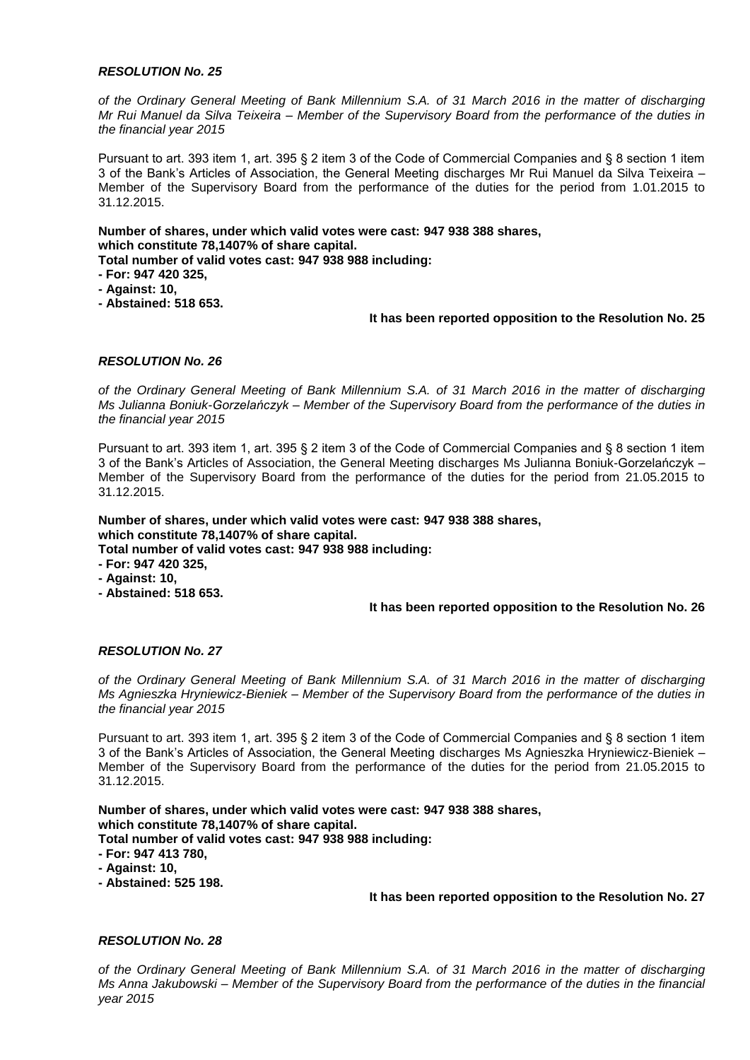***RESOLUTION No. 25***

*of the Ordinary General Meeting of Bank Millennium S.A. of 31 March 2016 in the matter of discharging Mr Rui Manuel da Silva Teixeira – Member of the Supervisory Board from the performance of the duties in the financial year 2015*

Pursuant to art. 393 item 1, art. 395 § 2 item 3 of the Code of Commercial Companies and § 8 section 1 item 3 of the Bank's Articles of Association, the General Meeting discharges Mr Rui Manuel da Silva Teixeira – Member of the Supervisory Board from the performance of the duties for the period from 1.01.2015 to 31.12.2015.

**Number of shares, under which valid votes were cast: 947 938 388 shares,**
**which constitute 78,1407% of share capital.**
**Total number of valid votes cast: 947 938 988 including:**
**- For: 947 420 325,**
**- Against: 10,**
**- Abstained: 518 653.**

**It has been reported opposition to the Resolution No. 25**

***RESOLUTION No. 26***

*of the Ordinary General Meeting of Bank Millennium S.A. of 31 March 2016 in the matter of discharging Ms Julianna Boniuk-Gorzelańczyk – Member of the Supervisory Board from the performance of the duties in the financial year 2015*

Pursuant to art. 393 item 1, art. 395 § 2 item 3 of the Code of Commercial Companies and § 8 section 1 item 3 of the Bank's Articles of Association, the General Meeting discharges Ms Julianna Boniuk-Gorzelańczyk – Member of the Supervisory Board from the performance of the duties for the period from 21.05.2015 to 31.12.2015.

**Number of shares, under which valid votes were cast: 947 938 388 shares,**
**which constitute 78,1407% of share capital.**
**Total number of valid votes cast: 947 938 988 including:**
**- For: 947 420 325,**
**- Against: 10,**
**- Abstained: 518 653.**

**It has been reported opposition to the Resolution No. 26**

***RESOLUTION No. 27***

*of the Ordinary General Meeting of Bank Millennium S.A. of 31 March 2016 in the matter of discharging Ms Agnieszka Hryniewicz-Bieniek – Member of the Supervisory Board from the performance of the duties in the financial year 2015*

Pursuant to art. 393 item 1, art. 395 § 2 item 3 of the Code of Commercial Companies and § 8 section 1 item 3 of the Bank's Articles of Association, the General Meeting discharges Ms Agnieszka Hryniewicz-Bieniek – Member of the Supervisory Board from the performance of the duties for the period from 21.05.2015 to 31.12.2015.

**Number of shares, under which valid votes were cast: 947 938 388 shares,**
**which constitute 78,1407% of share capital.**
**Total number of valid votes cast: 947 938 988 including:**
**- For: 947 413 780,**
**- Against: 10,**
**- Abstained: 525 198.**

**It has been reported opposition to the Resolution No. 27**

***RESOLUTION No. 28***

*of the Ordinary General Meeting of Bank Millennium S.A. of 31 March 2016 in the matter of discharging Ms Anna Jakubowski – Member of the Supervisory Board from the performance of the duties in the financial year 2015*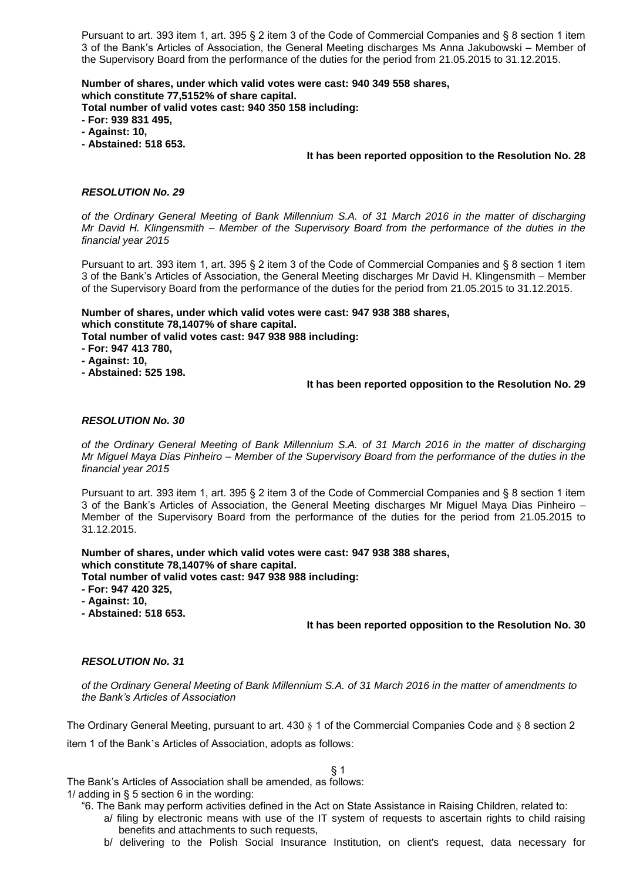Pursuant to art. 393 item 1, art. 395 § 2 item 3 of the Code of Commercial Companies and § 8 section 1 item 3 of the Bank's Articles of Association, the General Meeting discharges Ms Anna Jakubowski – Member of the Supervisory Board from the performance of the duties for the period from 21.05.2015 to 31.12.2015.

**Number of shares, under which valid votes were cast: 940 349 558 shares,**
**which constitute 77,5152% of share capital.**
**Total number of valid votes cast: 940 350 158 including:**
**- For: 939 831 495,**
**- Against: 10,**
**- Abstained: 518 653.**

**It has been reported opposition to the Resolution No. 28**

### *RESOLUTION No. 29*

*of the Ordinary General Meeting of Bank Millennium S.A. of 31 March 2016 in the matter of discharging Mr David H. Klingensmith – Member of the Supervisory Board from the performance of the duties in the financial year 2015*

Pursuant to art. 393 item 1, art. 395 § 2 item 3 of the Code of Commercial Companies and § 8 section 1 item 3 of the Bank's Articles of Association, the General Meeting discharges Mr David H. Klingensmith – Member of the Supervisory Board from the performance of the duties for the period from 21.05.2015 to 31.12.2015.

**Number of shares, under which valid votes were cast: 947 938 388 shares,**
**which constitute 78,1407% of share capital.**
**Total number of valid votes cast: 947 938 988 including:**
**- For: 947 413 780,**
**- Against: 10,**
**- Abstained: 525 198.**

**It has been reported opposition to the Resolution No. 29**

### *RESOLUTION No. 30*

*of the Ordinary General Meeting of Bank Millennium S.A. of 31 March 2016 in the matter of discharging Mr Miguel Maya Dias Pinheiro – Member of the Supervisory Board from the performance of the duties in the financial year 2015*

Pursuant to art. 393 item 1, art. 395 § 2 item 3 of the Code of Commercial Companies and § 8 section 1 item 3 of the Bank's Articles of Association, the General Meeting discharges Mr Miguel Maya Dias Pinheiro – Member of the Supervisory Board from the performance of the duties for the period from 21.05.2015 to 31.12.2015.

**Number of shares, under which valid votes were cast: 947 938 388 shares,**
**which constitute 78,1407% of share capital.**
**Total number of valid votes cast: 947 938 988 including:**
**- For: 947 420 325,**
**- Against: 10,**
**- Abstained: 518 653.**

**It has been reported opposition to the Resolution No. 30**

### *RESOLUTION No. 31*

*of the Ordinary General Meeting of Bank Millennium S.A. of 31 March 2016 in the matter of amendments to the Bank's Articles of Association*

The Ordinary General Meeting, pursuant to art. 430 § 1 of the Commercial Companies Code and § 8 section 2 item 1 of the Bank's Articles of Association, adopts as follows:

§ 1

The Bank's Articles of Association shall be amended, as follows:

1/ adding in § 5 section 6 in the wording:

"6. The Bank may perform activities defined in the Act on State Assistance in Raising Children, related to:

a/ filing by electronic means with use of the IT system of requests to ascertain rights to child raising benefits and attachments to such requests,

b/ delivering to the Polish Social Insurance Institution, on client's request, data necessary for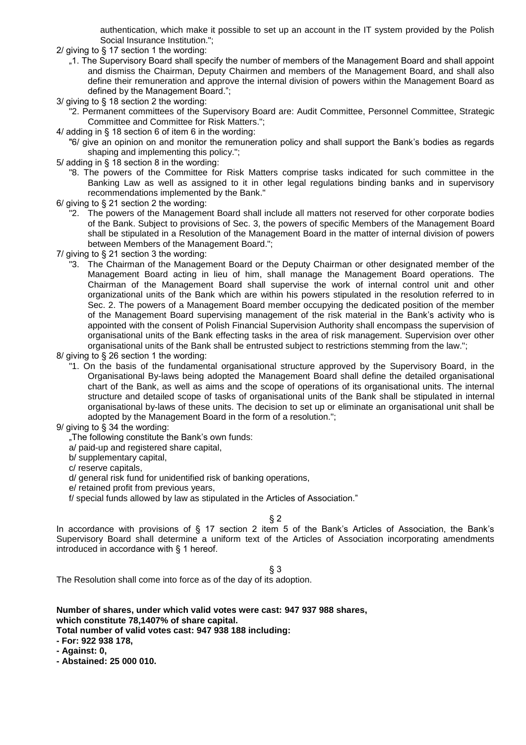authentication, which make it possible to set up an account in the IT system provided by the Polish Social Insurance Institution.";

2/ giving to § 17 section 1 the wording:

„1. The Supervisory Board shall specify the number of members of the Management Board and shall appoint and dismiss the Chairman, Deputy Chairmen and members of the Management Board, and shall also define their remuneration and approve the internal division of powers within the Management Board as defined by the Management Board.";

3/ giving to § 18 section 2 the wording:

"2. Permanent committees of the Supervisory Board are: Audit Committee, Personnel Committee, Strategic Committee and Committee for Risk Matters.";

4/ adding in § 18 section 6 of item 6 in the wording:

"6/ give an opinion on and monitor the remuneration policy and shall support the Bank's bodies as regards shaping and implementing this policy.";

5/ adding in § 18 section 8 in the wording:

"8. The powers of the Committee for Risk Matters comprise tasks indicated for such committee in the Banking Law as well as assigned to it in other legal regulations binding banks and in supervisory recommendations implemented by the Bank."

6/ giving to § 21 section 2 the wording:

"2. The powers of the Management Board shall include all matters not reserved for other corporate bodies of the Bank. Subject to provisions of Sec. 3, the powers of specific Members of the Management Board shall be stipulated in a Resolution of the Management Board in the matter of internal division of powers between Members of the Management Board.";

7/ giving to § 21 section 3 the wording:

"3. The Chairman of the Management Board or the Deputy Chairman or other designated member of the Management Board acting in lieu of him, shall manage the Management Board operations. The Chairman of the Management Board shall supervise the work of internal control unit and other organizational units of the Bank which are within his powers stipulated in the resolution referred to in Sec. 2. The powers of a Management Board member occupying the dedicated position of the member of the Management Board supervising management of the risk material in the Bank's activity who is appointed with the consent of Polish Financial Supervision Authority shall encompass the supervision of organisational units of the Bank effecting tasks in the area of risk management. Supervision over other organisational units of the Bank shall be entrusted subject to restrictions stemming from the law.";

8/ giving to § 26 section 1 the wording:

"1. On the basis of the fundamental organisational structure approved by the Supervisory Board, in the Organisational By-laws being adopted the Management Board shall define the detailed organisational chart of the Bank, as well as aims and the scope of operations of its organisational units. The internal structure and detailed scope of tasks of organisational units of the Bank shall be stipulated in internal organisational by-laws of these units. The decision to set up or eliminate an organisational unit shall be adopted by the Management Board in the form of a resolution.";

9/ giving to § 34 the wording:

„The following constitute the Bank's own funds:

a/ paid-up and registered share capital,

b/ supplementary capital,

c/ reserve capitals,

d/ general risk fund for unidentified risk of banking operations,

e/ retained profit from previous years,

f/ special funds allowed by law as stipulated in the Articles of Association."

§ 2

In accordance with provisions of § 17 section 2 item 5 of the Bank's Articles of Association, the Bank's Supervisory Board shall determine a uniform text of the Articles of Association incorporating amendments introduced in accordance with § 1 hereof.

§ 3

The Resolution shall come into force as of the day of its adoption.

**Number of shares, under which valid votes were cast: 947 937 988 shares, which constitute 78,1407% of share capital.**

**Total number of valid votes cast: 947 938 188 including:**

**- For: 922 938 178,**

**- Against: 0,**

**- Abstained: 25 000 010.**